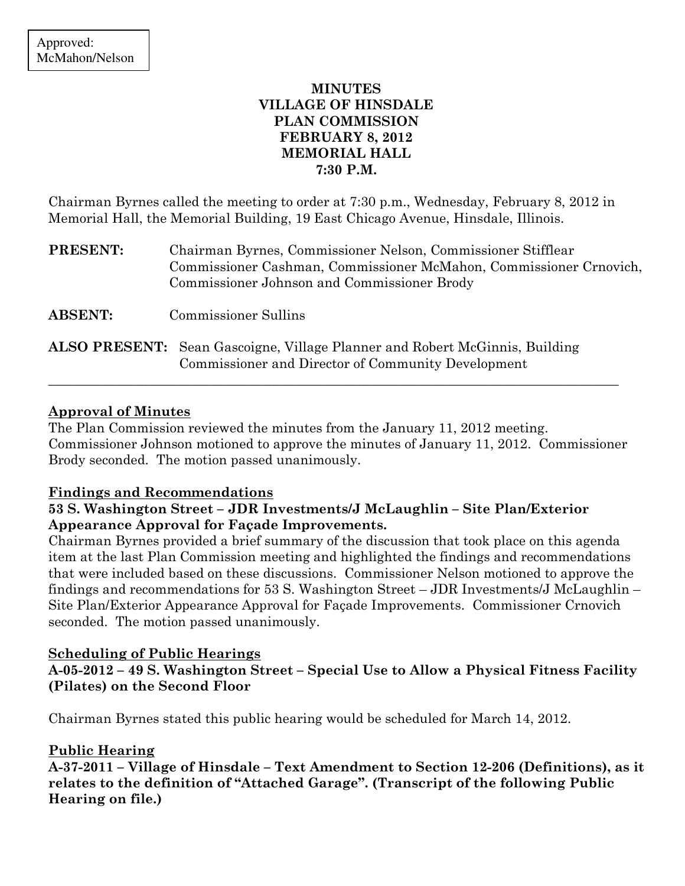Approved:
McMahon/Nelson

# MINUTES
# VILLAGE OF HINSDALE
# PLAN COMMISSION
# FEBRUARY 8, 2012
# MEMORIAL HALL
# 7:30 P.M.

Chairman Byrnes called the meeting to order at 7:30 p.m., Wednesday, February 8, 2012 in Memorial Hall, the Memorial Building, 19 East Chicago Avenue, Hinsdale, Illinois.

**PRESENT:** Chairman Byrnes, Commissioner Nelson, Commissioner Stifflear Commissioner Cashman, Commissioner McMahon, Commissioner Crnovich, Commissioner Johnson and Commissioner Brody

**ABSENT:** Commissioner Sullins

**ALSO PRESENT:** Sean Gascoigne, Village Planner and Robert McGinnis, Building Commissioner and Director of Community Development

---

## Approval of Minutes

The Plan Commission reviewed the minutes from the January 11, 2012 meeting. Commissioner Johnson motioned to approve the minutes of January 11, 2012. Commissioner Brody seconded. The motion passed unanimously.

## Findings and Recommendations

**53 S. Washington Street – JDR Investments/J McLaughlin – Site Plan/Exterior Appearance Approval for Façade Improvements.**

Chairman Byrnes provided a brief summary of the discussion that took place on this agenda item at the last Plan Commission meeting and highlighted the findings and recommendations that were included based on these discussions. Commissioner Nelson motioned to approve the findings and recommendations for 53 S. Washington Street – JDR Investments/J McLaughlin – Site Plan/Exterior Appearance Approval for Façade Improvements. Commissioner Crnovich seconded. The motion passed unanimously.

## Scheduling of Public Hearings

**A-05-2012 – 49 S. Washington Street – Special Use to Allow a Physical Fitness Facility (Pilates) on the Second Floor**

Chairman Byrnes stated this public hearing would be scheduled for March 14, 2012.

## Public Hearing

**A-37-2011 – Village of Hinsdale – Text Amendment to Section 12-206 (Definitions), as it relates to the definition of "Attached Garage". (Transcript of the following Public Hearing on file.)**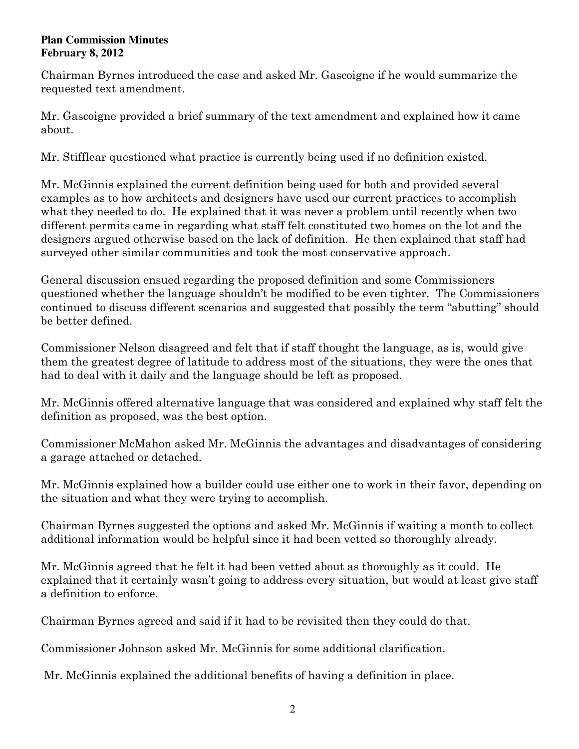Chairman Byrnes introduced the case and asked Mr. Gascoigne if he would summarize the requested text amendment.

Mr. Gascoigne provided a brief summary of the text amendment and explained how it came about.

Mr. Stifflear questioned what practice is currently being used if no definition existed.

Mr. McGinnis explained the current definition being used for both and provided several examples as to how architects and designers have used our current practices to accomplish what they needed to do. He explained that it was never a problem until recently when two different permits came in regarding what staff felt constituted two homes on the lot and the designers argued otherwise based on the lack of definition. He then explained that staff had surveyed other similar communities and took the most conservative approach.

General discussion ensued regarding the proposed definition and some Commissioners questioned whether the language shouldn't be modified to be even tighter. The Commissioners continued to discuss different scenarios and suggested that possibly the term "abutting" should be better defined.

Commissioner Nelson disagreed and felt that if staff thought the language, as is, would give them the greatest degree of latitude to address most of the situations, they were the ones that had to deal with it daily and the language should be left as proposed.

Mr. McGinnis offered alternative language that was considered and explained why staff felt the definition as proposed, was the best option.

Commissioner McMahon asked Mr. McGinnis the advantages and disadvantages of considering a garage attached or detached.

Mr. McGinnis explained how a builder could use either one to work in their favor, depending on the situation and what they were trying to accomplish.

Chairman Byrnes suggested the options and asked Mr. McGinnis if waiting a month to collect additional information would be helpful since it had been vetted so thoroughly already.

Mr. McGinnis agreed that he felt it had been vetted about as thoroughly as it could. He explained that it certainly wasn't going to address every situation, but would at least give staff a definition to enforce.

Chairman Byrnes agreed and said if it had to be revisited then they could do that.

Commissioner Johnson asked Mr. McGinnis for some additional clarification.

Mr. McGinnis explained the additional benefits of having a definition in place.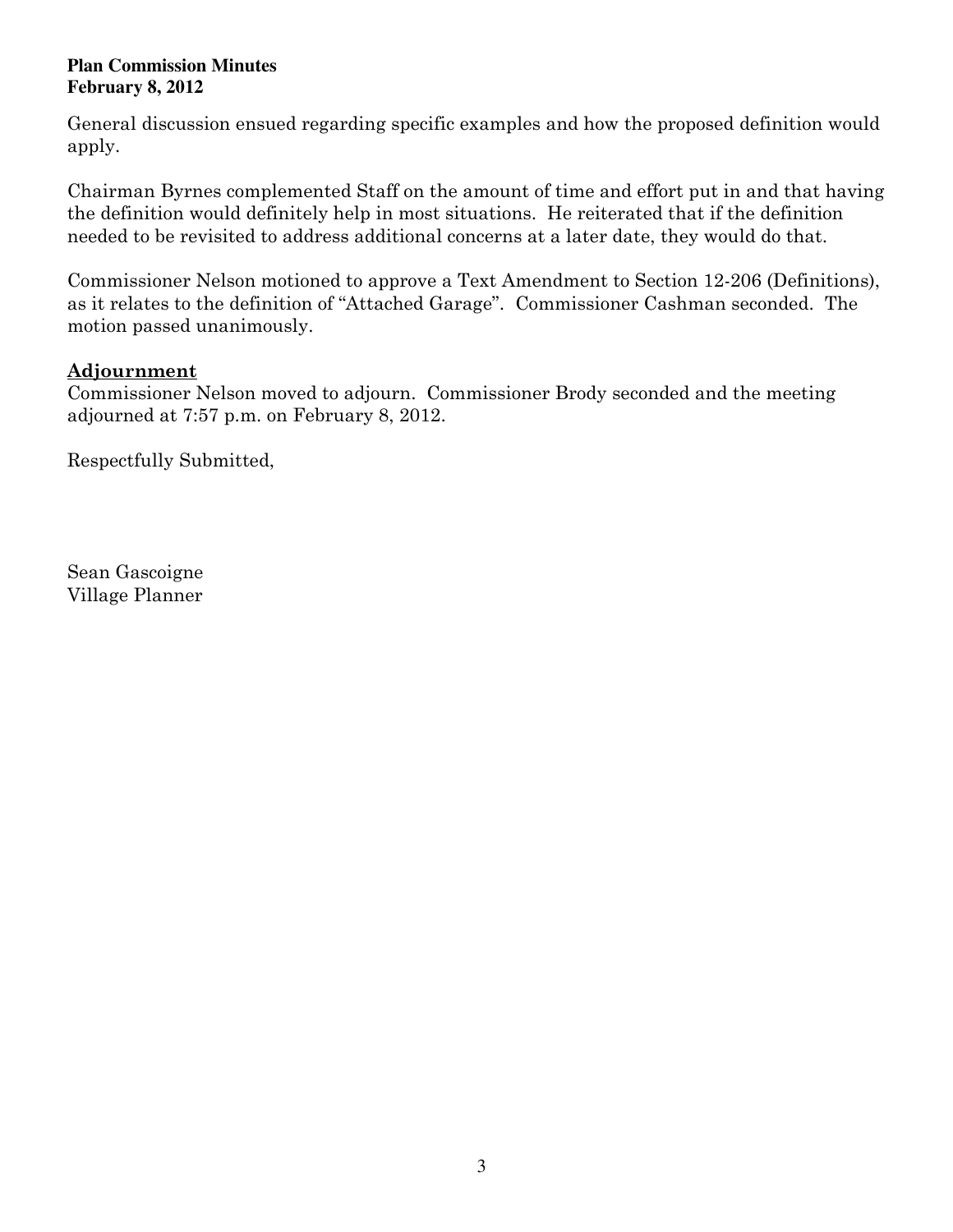General discussion ensued regarding specific examples and how the proposed definition would apply.

Chairman Byrnes complemented Staff on the amount of time and effort put in and that having the definition would definitely help in most situations. He reiterated that if the definition needed to be revisited to address additional concerns at a later date, they would do that.

Commissioner Nelson motioned to approve a Text Amendment to Section 12-206 (Definitions), as it relates to the definition of "Attached Garage". Commissioner Cashman seconded. The motion passed unanimously.

## Adjournment

Commissioner Nelson moved to adjourn. Commissioner Brody seconded and the meeting adjourned at 7:57 p.m. on February 8, 2012.

Respectfully Submitted,

Sean Gascoigne
Village Planner